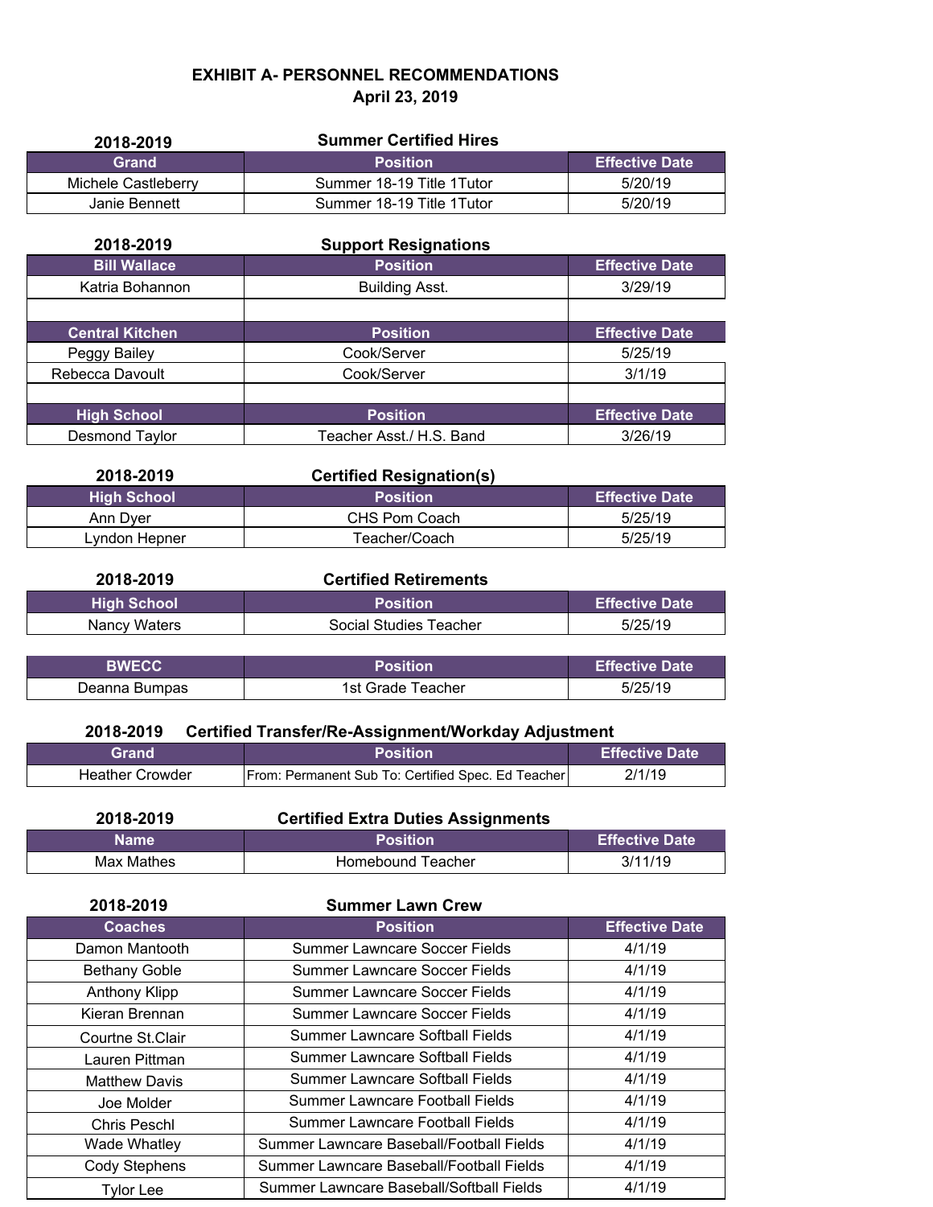# EXHIBIT A- PERSONNEL RECOMMENDATIONS

## April 23, 2019

### 2018-2019 Summer Certified Hires

| Grand | Position | Effective Date |
|---|---|---|
| Michele Castleberry | Summer 18-19 Title 1Tutor | 5/20/19 |
| Janie Bennett | Summer 18-19 Title 1Tutor | 5/20/19 |

### 2018-2019 Support Resignations

| Bill Wallace | Position | Effective Date |
|---|---|---|
| Katria Bohannon | Building Asst. | 3/29/19 |

| Central Kitchen | Position | Effective Date |
|---|---|---|
| Peggy Bailey | Cook/Server | 5/25/19 |
| Rebecca Davoult | Cook/Server | 3/1/19 |

| High School | Position | Effective Date |
|---|---|---|
| Desmond Taylor | Teacher Asst./ H.S. Band | 3/26/19 |

### 2018-2019 Certified Resignation(s)

| High School | Position | Effective Date |
|---|---|---|
| Ann Dyer | CHS Pom Coach | 5/25/19 |
| Lyndon Hepner | Teacher/Coach | 5/25/19 |

### 2018-2019 Certified Retirements

| High School | Position | Effective Date |
|---|---|---|
| Nancy Waters | Social Studies Teacher | 5/25/19 |

| BWECC | Position | Effective Date |
|---|---|---|
| Deanna Bumpas | 1st Grade Teacher | 5/25/19 |

### 2018-2019 Certified Transfer/Re-Assignment/Workday Adjustment

| Grand | Position | Effective Date |
|---|---|---|
| Heather Crowder | From: Permanent Sub To: Certified Spec. Ed Teacher | 2/1/19 |

### 2018-2019 Certified Extra Duties Assignments

| Name | Position | Effective Date |
|---|---|---|
| Max Mathes | Homebound Teacher | 3/11/19 |

### 2018-2019 Summer Lawn Crew

| Coaches | Position | Effective Date |
|---|---|---|
| Damon Mantooth | Summer Lawncare Soccer Fields | 4/1/19 |
| Bethany Goble | Summer Lawncare Soccer Fields | 4/1/19 |
| Anthony Klipp | Summer Lawncare Soccer Fields | 4/1/19 |
| Kieran Brennan | Summer Lawncare Soccer Fields | 4/1/19 |
| Courtne St.Clair | Summer Lawncare Softball Fields | 4/1/19 |
| Lauren Pittman | Summer Lawncare Softball Fields | 4/1/19 |
| Matthew Davis | Summer Lawncare Softball Fields | 4/1/19 |
| Joe Molder | Summer Lawncare Football Fields | 4/1/19 |
| Chris Peschl | Summer Lawncare Football Fields | 4/1/19 |
| Wade Whatley | Summer Lawncare Baseball/Football Fields | 4/1/19 |
| Cody Stephens | Summer Lawncare Baseball/Football Fields | 4/1/19 |
| Tylor Lee | Summer Lawncare Baseball/Softball Fields | 4/1/19 |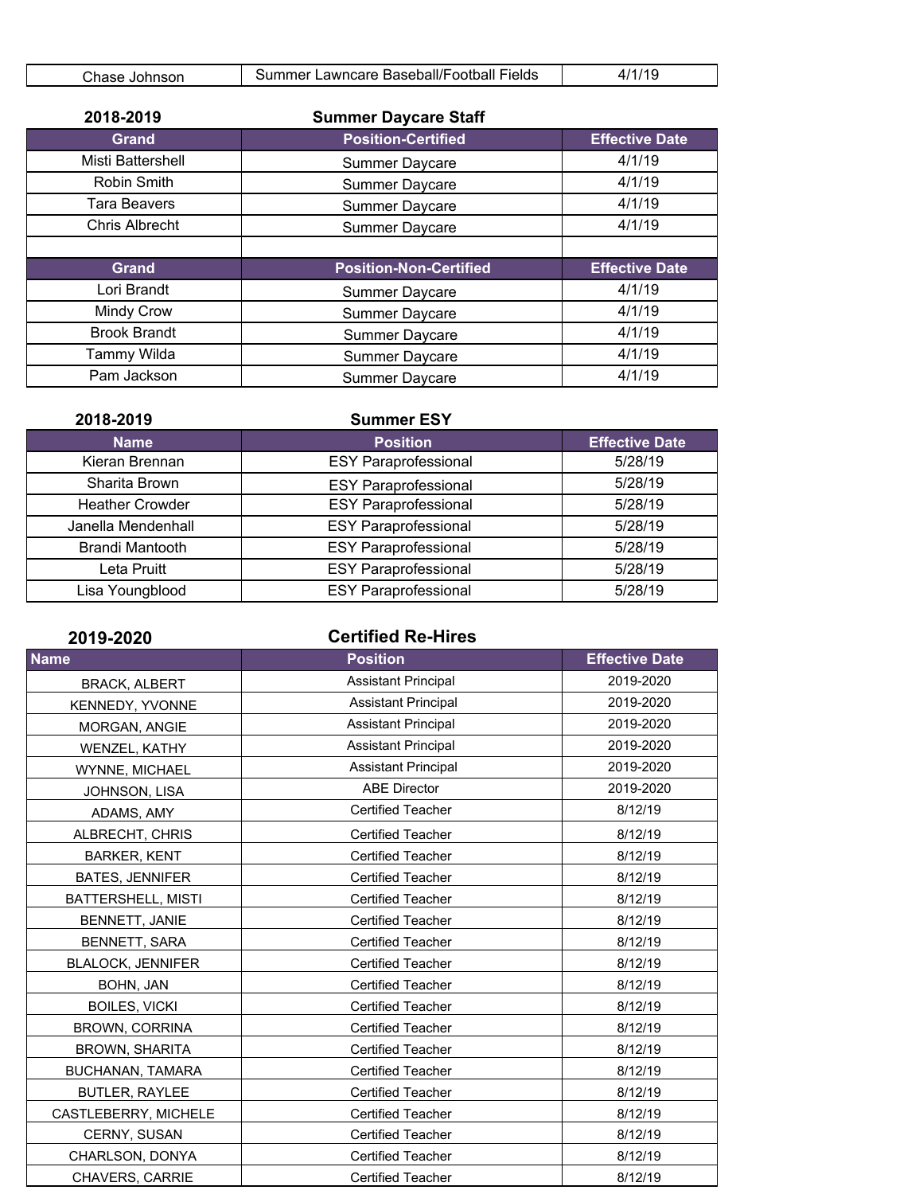| Chase Johnson | Summer Lawncare Baseball/Football Fields | 4/1/19 |
|---|---|---|

**2018-2019** **Summer Daycare Staff**

| Grand | Position-Certified | Effective Date |
|---|---|---|
| Misti Battershell | Summer Daycare | 4/1/19 |
| Robin Smith | Summer Daycare | 4/1/19 |
| Tara Beavers | Summer Daycare | 4/1/19 |
| Chris Albrecht | Summer Daycare | 4/1/19 |
| | | |
| **Grand** | **Position-Non-Certified** | **Effective Date** |
| Lori Brandt | Summer Daycare | 4/1/19 |
| Mindy Crow | Summer Daycare | 4/1/19 |
| Brook Brandt | Summer Daycare | 4/1/19 |
| Tammy Wilda | Summer Daycare | 4/1/19 |
| Pam Jackson | Summer Daycare | 4/1/19 |

**2018-2019** **Summer ESY**

| Name | Position | Effective Date |
|---|---|---|
| Kieran Brennan | ESY Paraprofessional | 5/28/19 |
| Sharita Brown | ESY Paraprofessional | 5/28/19 |
| Heather Crowder | ESY Paraprofessional | 5/28/19 |
| Janella Mendenhall | ESY Paraprofessional | 5/28/19 |
| Brandi Mantooth | ESY Paraprofessional | 5/28/19 |
| Leta Pruitt | ESY Paraprofessional | 5/28/19 |
| Lisa Youngblood | ESY Paraprofessional | 5/28/19 |

**2019-2020** **Certified Re-Hires**

| Name | Position | Effective Date |
|---|---|---|
| BRACK, ALBERT | Assistant Principal | 2019-2020 |
| KENNEDY, YVONNE | Assistant Principal | 2019-2020 |
| MORGAN, ANGIE | Assistant Principal | 2019-2020 |
| WENZEL, KATHY | Assistant Principal | 2019-2020 |
| WYNNE, MICHAEL | Assistant Principal | 2019-2020 |
| JOHNSON, LISA | ABE Director | 2019-2020 |
| ADAMS, AMY | Certified Teacher | 8/12/19 |
| ALBRECHT, CHRIS | Certified Teacher | 8/12/19 |
| BARKER, KENT | Certified Teacher | 8/12/19 |
| BATES, JENNIFER | Certified Teacher | 8/12/19 |
| BATTERSHELL, MISTI | Certified Teacher | 8/12/19 |
| BENNETT, JANIE | Certified Teacher | 8/12/19 |
| BENNETT, SARA | Certified Teacher | 8/12/19 |
| BLALOCK, JENNIFER | Certified Teacher | 8/12/19 |
| BOHN, JAN | Certified Teacher | 8/12/19 |
| BOILES, VICKI | Certified Teacher | 8/12/19 |
| BROWN, CORRINA | Certified Teacher | 8/12/19 |
| BROWN, SHARITA | Certified Teacher | 8/12/19 |
| BUCHANAN, TAMARA | Certified Teacher | 8/12/19 |
| BUTLER, RAYLEE | Certified Teacher | 8/12/19 |
| CASTLEBERRY, MICHELE | Certified Teacher | 8/12/19 |
| CERNY, SUSAN | Certified Teacher | 8/12/19 |
| CHARLSON, DONYA | Certified Teacher | 8/12/19 |
| CHAVERS, CARRIE | Certified Teacher | 8/12/19 |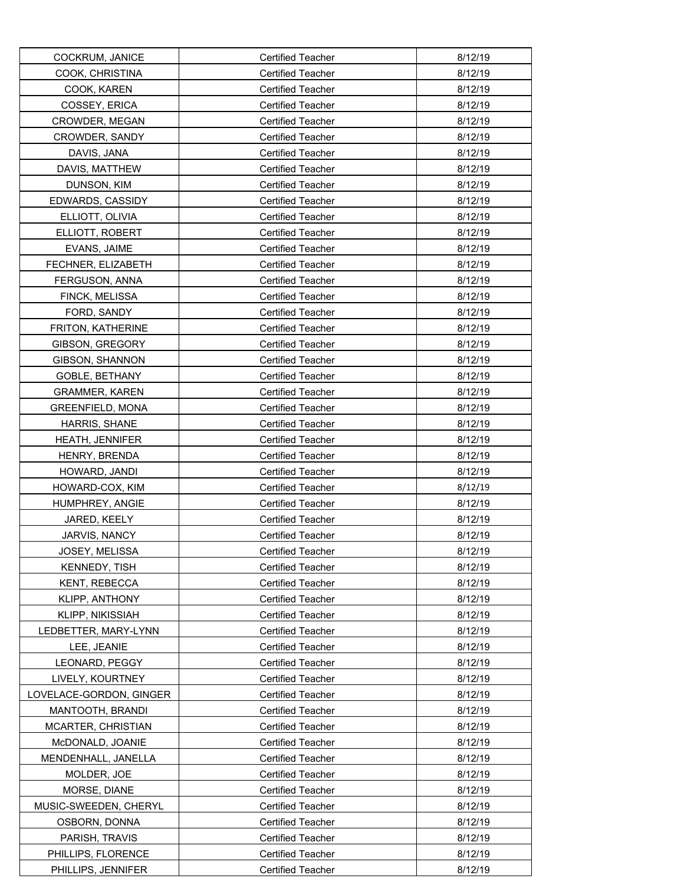| COCKRUM, JANICE | Certified Teacher | 8/12/19 |
|---|---|---|
| COOK, CHRISTINA | Certified Teacher | 8/12/19 |
| COOK, KAREN | Certified Teacher | 8/12/19 |
| COSSEY, ERICA | Certified Teacher | 8/12/19 |
| CROWDER, MEGAN | Certified Teacher | 8/12/19 |
| CROWDER, SANDY | Certified Teacher | 8/12/19 |
| DAVIS, JANA | Certified Teacher | 8/12/19 |
| DAVIS, MATTHEW | Certified Teacher | 8/12/19 |
| DUNSON, KIM | Certified Teacher | 8/12/19 |
| EDWARDS, CASSIDY | Certified Teacher | 8/12/19 |
| ELLIOTT, OLIVIA | Certified Teacher | 8/12/19 |
| ELLIOTT, ROBERT | Certified Teacher | 8/12/19 |
| EVANS, JAIME | Certified Teacher | 8/12/19 |
| FECHNER, ELIZABETH | Certified Teacher | 8/12/19 |
| FERGUSON, ANNA | Certified Teacher | 8/12/19 |
| FINCK, MELISSA | Certified Teacher | 8/12/19 |
| FORD, SANDY | Certified Teacher | 8/12/19 |
| FRITON, KATHERINE | Certified Teacher | 8/12/19 |
| GIBSON, GREGORY | Certified Teacher | 8/12/19 |
| GIBSON, SHANNON | Certified Teacher | 8/12/19 |
| GOBLE, BETHANY | Certified Teacher | 8/12/19 |
| GRAMMER, KAREN | Certified Teacher | 8/12/19 |
| GREENFIELD, MONA | Certified Teacher | 8/12/19 |
| HARRIS, SHANE | Certified Teacher | 8/12/19 |
| HEATH, JENNIFER | Certified Teacher | 8/12/19 |
| HENRY, BRENDA | Certified Teacher | 8/12/19 |
| HOWARD, JANDI | Certified Teacher | 8/12/19 |
| HOWARD-COX, KIM | Certified Teacher | 8/12/19 |
| HUMPHREY, ANGIE | Certified Teacher | 8/12/19 |
| JARED, KEELY | Certified Teacher | 8/12/19 |
| JARVIS, NANCY | Certified Teacher | 8/12/19 |
| JOSEY, MELISSA | Certified Teacher | 8/12/19 |
| KENNEDY, TISH | Certified Teacher | 8/12/19 |
| KENT, REBECCA | Certified Teacher | 8/12/19 |
| KLIPP, ANTHONY | Certified Teacher | 8/12/19 |
| KLIPP, NIKISSIAH | Certified Teacher | 8/12/19 |
| LEDBETTER, MARY-LYNN | Certified Teacher | 8/12/19 |
| LEE, JEANIE | Certified Teacher | 8/12/19 |
| LEONARD, PEGGY | Certified Teacher | 8/12/19 |
| LIVELY, KOURTNEY | Certified Teacher | 8/12/19 |
| LOVELACE-GORDON, GINGER | Certified Teacher | 8/12/19 |
| MANTOOTH, BRANDI | Certified Teacher | 8/12/19 |
| MCARTER, CHRISTIAN | Certified Teacher | 8/12/19 |
| McDONALD, JOANIE | Certified Teacher | 8/12/19 |
| MENDENHALL, JANELLA | Certified Teacher | 8/12/19 |
| MOLDER, JOE | Certified Teacher | 8/12/19 |
| MORSE, DIANE | Certified Teacher | 8/12/19 |
| MUSIC-SWEEDEN, CHERYL | Certified Teacher | 8/12/19 |
| OSBORN, DONNA | Certified Teacher | 8/12/19 |
| PARISH, TRAVIS | Certified Teacher | 8/12/19 |
| PHILLIPS, FLORENCE | Certified Teacher | 8/12/19 |
| PHILLIPS, JENNIFER | Certified Teacher | 8/12/19 |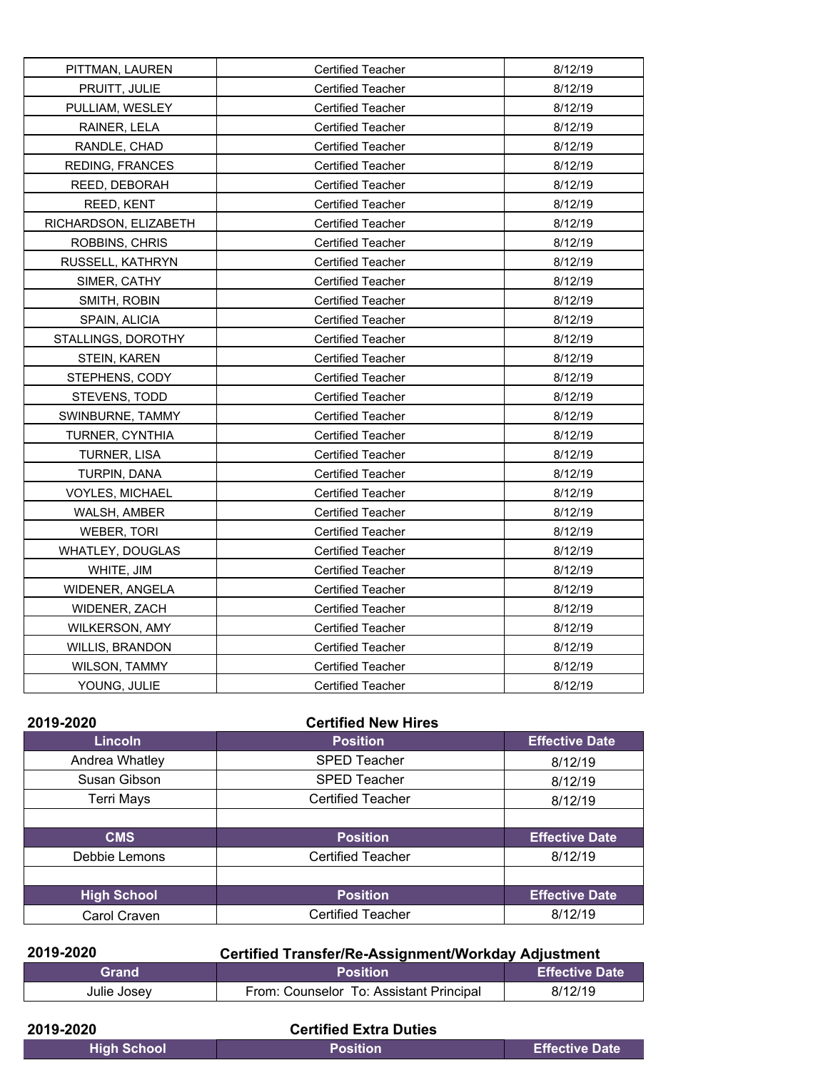| | | |
|---|---|---|
| PITTMAN, LAUREN | Certified Teacher | 8/12/19 |
| PRUITT, JULIE | Certified Teacher | 8/12/19 |
| PULLIAM, WESLEY | Certified Teacher | 8/12/19 |
| RAINER, LELA | Certified Teacher | 8/12/19 |
| RANDLE, CHAD | Certified Teacher | 8/12/19 |
| REDING, FRANCES | Certified Teacher | 8/12/19 |
| REED, DEBORAH | Certified Teacher | 8/12/19 |
| REED, KENT | Certified Teacher | 8/12/19 |
| RICHARDSON, ELIZABETH | Certified Teacher | 8/12/19 |
| ROBBINS, CHRIS | Certified Teacher | 8/12/19 |
| RUSSELL, KATHRYN | Certified Teacher | 8/12/19 |
| SIMER, CATHY | Certified Teacher | 8/12/19 |
| SMITH, ROBIN | Certified Teacher | 8/12/19 |
| SPAIN, ALICIA | Certified Teacher | 8/12/19 |
| STALLINGS, DOROTHY | Certified Teacher | 8/12/19 |
| STEIN, KAREN | Certified Teacher | 8/12/19 |
| STEPHENS, CODY | Certified Teacher | 8/12/19 |
| STEVENS, TODD | Certified Teacher | 8/12/19 |
| SWINBURNE, TAMMY | Certified Teacher | 8/12/19 |
| TURNER, CYNTHIA | Certified Teacher | 8/12/19 |
| TURNER, LISA | Certified Teacher | 8/12/19 |
| TURPIN, DANA | Certified Teacher | 8/12/19 |
| VOYLES, MICHAEL | Certified Teacher | 8/12/19 |
| WALSH, AMBER | Certified Teacher | 8/12/19 |
| WEBER, TORI | Certified Teacher | 8/12/19 |
| WHATLEY, DOUGLAS | Certified Teacher | 8/12/19 |
| WHITE, JIM | Certified Teacher | 8/12/19 |
| WIDENER, ANGELA | Certified Teacher | 8/12/19 |
| WIDENER, ZACH | Certified Teacher | 8/12/19 |
| WILKERSON, AMY | Certified Teacher | 8/12/19 |
| WILLIS, BRANDON | Certified Teacher | 8/12/19 |
| WILSON, TAMMY | Certified Teacher | 8/12/19 |
| YOUNG, JULIE | Certified Teacher | 8/12/19 |

**2019-2020** **Certified New Hires**

| Lincoln | Position | Effective Date |
|---|---|---|
| Andrea Whatley | SPED Teacher | 8/12/19 |
| Susan Gibson | SPED Teacher | 8/12/19 |
| Terri Mays | Certified Teacher | 8/12/19 |
| | | |
| **CMS** | **Position** | **Effective Date** |
| Debbie Lemons | Certified Teacher | 8/12/19 |
| | | |
| **High School** | **Position** | **Effective Date** |
| Carol Craven | Certified Teacher | 8/12/19 |

**2019-2020** **Certified Transfer/Re-Assignment/Workday Adjustment**

| Grand | Position | Effective Date |
|---|---|---|
| Julie Josey | From: Counselor To: Assistant Principal | 8/12/19 |

**2019-2020** **Certified Extra Duties**

| High School | Position | Effective Date |
|---|---|---|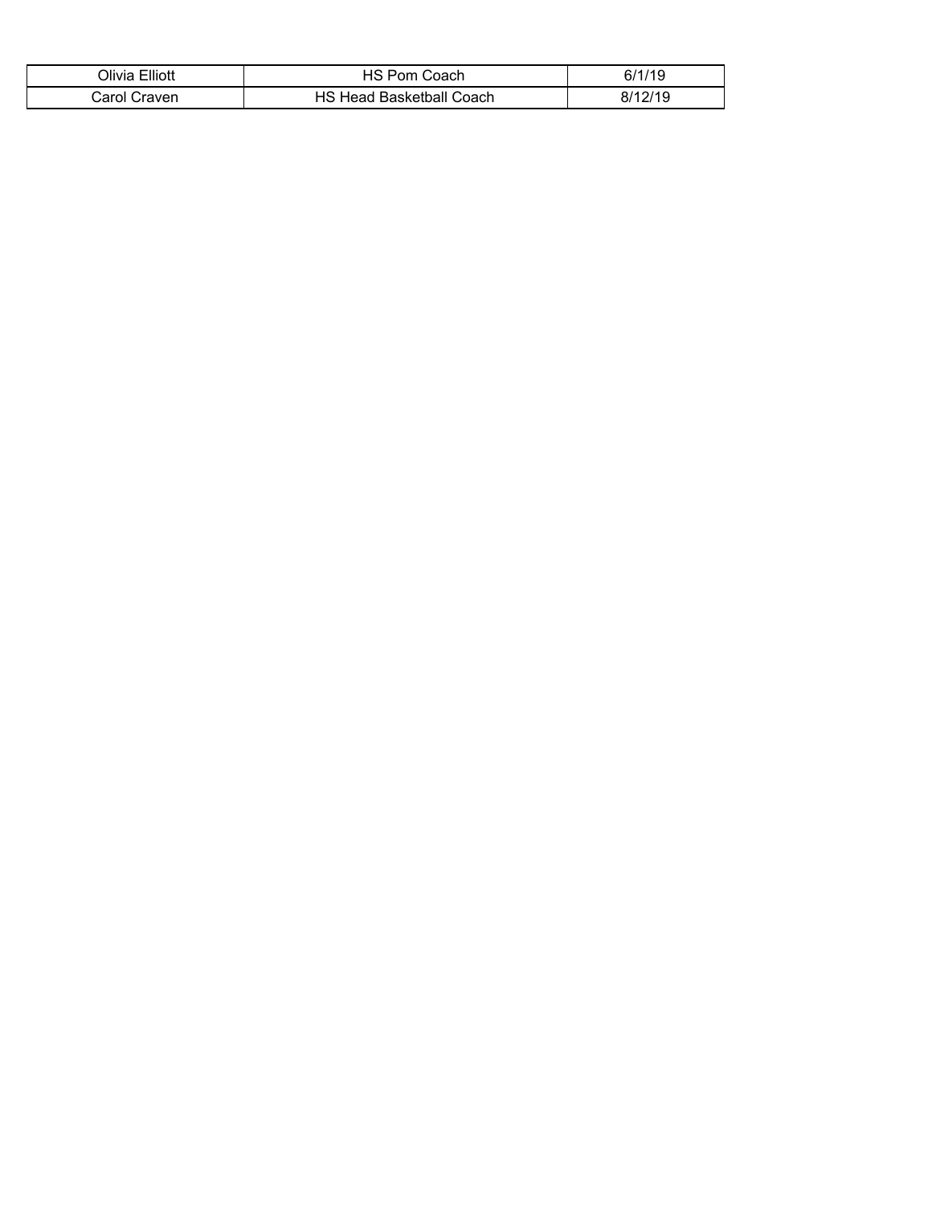| | | |
|---|---|---|
| Olivia Elliott | HS Pom Coach | 6/1/19 |
| Carol Craven | HS Head Basketball Coach | 8/12/19 |